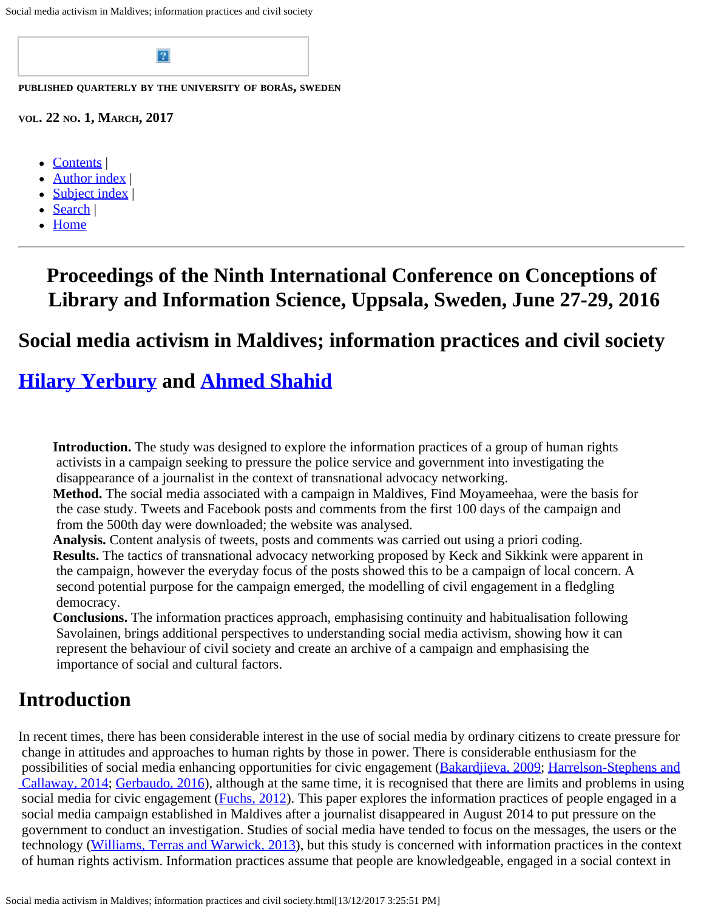PUBLISHED QUARTERLY BY THE UNIVERSITY OF BORÅS, SWEDEN

VOL. 22 NO. 1, MARCH, 2017

- Contents |
- Author index |
- Subject index |
- Search |
- Home

# Proceedings of the Ninth International Conference on Conceptions of Library and Information Science, Uppsala, Sweden, June 27-29, 2016

## Social media activism in Maldives; information practices and civil society

## Hilary Yerbury and Ahmed Shahid

> **Introduction.** The study was designed to explore the information practices of a group of human rights activists in a campaign seeking to pressure the police service and government into investigating the disappearance of a journalist in the context of transnational advocacy networking.
> **Method.** The social media associated with a campaign in Maldives, Find Moyameehaa, were the basis for the case study. Tweets and Facebook posts and comments from the first 100 days of the campaign and from the 500th day were downloaded; the website was analysed.
> **Analysis.** Content analysis of tweets, posts and comments was carried out using a priori coding.
> **Results.** The tactics of transnational advocacy networking proposed by Keck and Sikkink were apparent in the campaign, however the everyday focus of the posts showed this to be a campaign of local concern. A second potential purpose for the campaign emerged, the modelling of civil engagement in a fledgling democracy.
> **Conclusions.** The information practices approach, emphasising continuity and habitualisation following Savolainen, brings additional perspectives to understanding social media activism, showing how it can represent the behaviour of civil society and create an archive of a campaign and emphasising the importance of social and cultural factors.

## Introduction

In recent times, there has been considerable interest in the use of social media by ordinary citizens to create pressure for change in attitudes and approaches to human rights by those in power. There is considerable enthusiasm for the possibilities of social media enhancing opportunities for civic engagement (Bakardjieva, 2009; Harrelson-Stephens and Callaway, 2014; Gerbaudo, 2016), although at the same time, it is recognised that there are limits and problems in using social media for civic engagement (Fuchs, 2012). This paper explores the information practices of people engaged in a social media campaign established in Maldives after a journalist disappeared in August 2014 to put pressure on the government to conduct an investigation. Studies of social media have tended to focus on the messages, the users or the technology (Williams, Terras and Warwick, 2013), but this study is concerned with information practices in the context of human rights activism. Information practices assume that people are knowledgeable, engaged in a social context in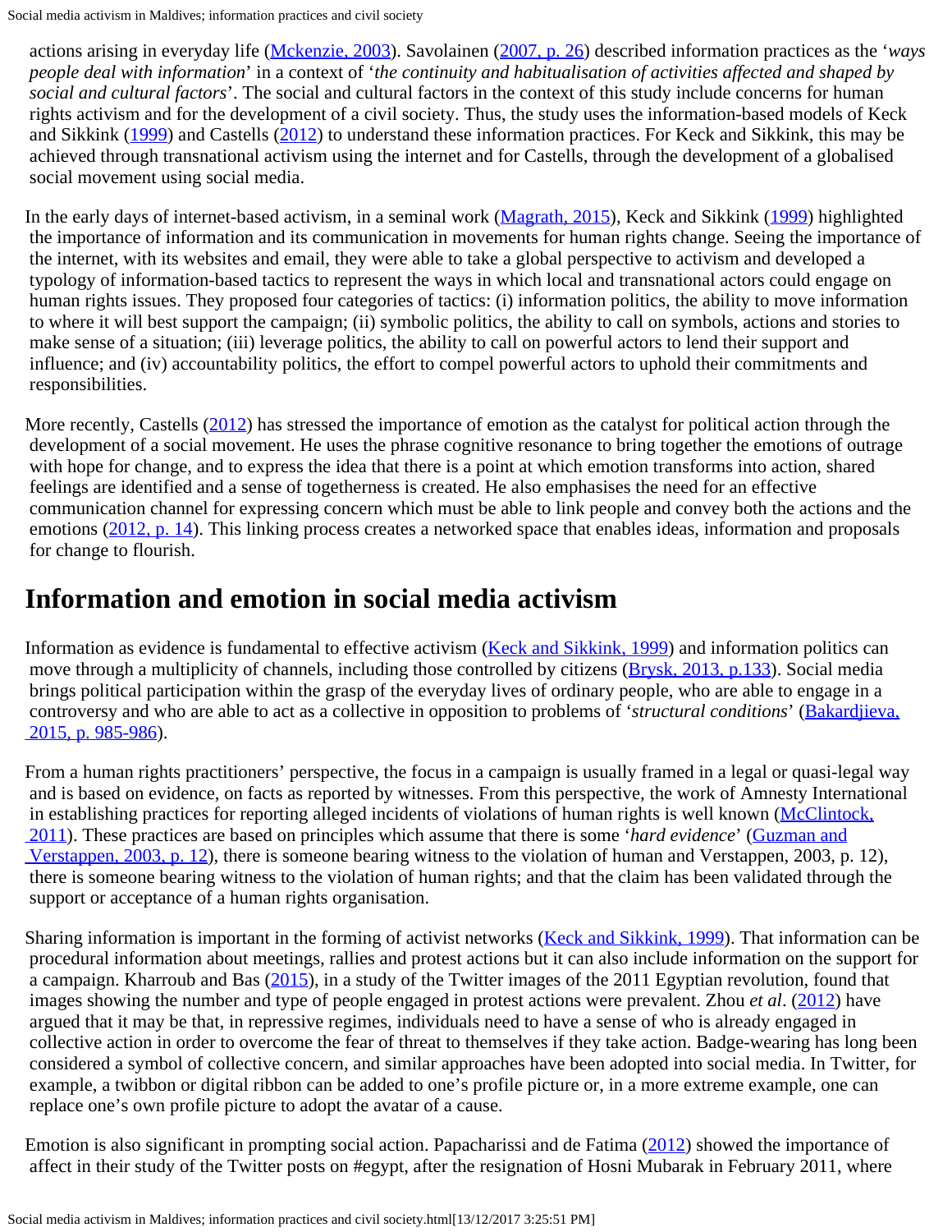actions arising in everyday life (Mckenzie, 2003). Savolainen (2007, p. 26) described information practices as the '*ways people deal with information*' in a context of '*the continuity and habitualisation of activities affected and shaped by social and cultural factors*'. The social and cultural factors in the context of this study include concerns for human rights activism and for the development of a civil society. Thus, the study uses the information-based models of Keck and Sikkink (1999) and Castells (2012) to understand these information practices. For Keck and Sikkink, this may be achieved through transnational activism using the internet and for Castells, through the development of a globalised social movement using social media.

In the early days of internet-based activism, in a seminal work (Magrath, 2015), Keck and Sikkink (1999) highlighted the importance of information and its communication in movements for human rights change. Seeing the importance of the internet, with its websites and email, they were able to take a global perspective to activism and developed a typology of information-based tactics to represent the ways in which local and transnational actors could engage on human rights issues. They proposed four categories of tactics: (i) information politics, the ability to move information to where it will best support the campaign; (ii) symbolic politics, the ability to call on symbols, actions and stories to make sense of a situation; (iii) leverage politics, the ability to call on powerful actors to lend their support and influence; and (iv) accountability politics, the effort to compel powerful actors to uphold their commitments and responsibilities.

More recently, Castells (2012) has stressed the importance of emotion as the catalyst for political action through the development of a social movement. He uses the phrase cognitive resonance to bring together the emotions of outrage with hope for change, and to express the idea that there is a point at which emotion transforms into action, shared feelings are identified and a sense of togetherness is created. He also emphasises the need for an effective communication channel for expressing concern which must be able to link people and convey both the actions and the emotions (2012, p. 14). This linking process creates a networked space that enables ideas, information and proposals for change to flourish.

## Information and emotion in social media activism

Information as evidence is fundamental to effective activism (Keck and Sikkink, 1999) and information politics can move through a multiplicity of channels, including those controlled by citizens (Brysk, 2013, p.133). Social media brings political participation within the grasp of the everyday lives of ordinary people, who are able to engage in a controversy and who are able to act as a collective in opposition to problems of '*structural conditions*' (Bakardjieva, 2015, p. 985-986).

From a human rights practitioners' perspective, the focus in a campaign is usually framed in a legal or quasi-legal way and is based on evidence, on facts as reported by witnesses. From this perspective, the work of Amnesty International in establishing practices for reporting alleged incidents of violations of human rights is well known (McClintock, 2011). These practices are based on principles which assume that there is some '*hard evidence*' (Guzman and Verstappen, 2003, p. 12), there is someone bearing witness to the violation of human and Verstappen, 2003, p. 12), there is someone bearing witness to the violation of human rights; and that the claim has been validated through the support or acceptance of a human rights organisation.

Sharing information is important in the forming of activist networks (Keck and Sikkink, 1999). That information can be procedural information about meetings, rallies and protest actions but it can also include information on the support for a campaign. Kharroub and Bas (2015), in a study of the Twitter images of the 2011 Egyptian revolution, found that images showing the number and type of people engaged in protest actions were prevalent. Zhou *et al*. (2012) have argued that it may be that, in repressive regimes, individuals need to have a sense of who is already engaged in collective action in order to overcome the fear of threat to themselves if they take action. Badge-wearing has long been considered a symbol of collective concern, and similar approaches have been adopted into social media. In Twitter, for example, a twibbon or digital ribbon can be added to one's profile picture or, in a more extreme example, one can replace one's own profile picture to adopt the avatar of a cause.

Emotion is also significant in prompting social action. Papacharissi and de Fatima (2012) showed the importance of affect in their study of the Twitter posts on #egypt, after the resignation of Hosni Mubarak in February 2011, where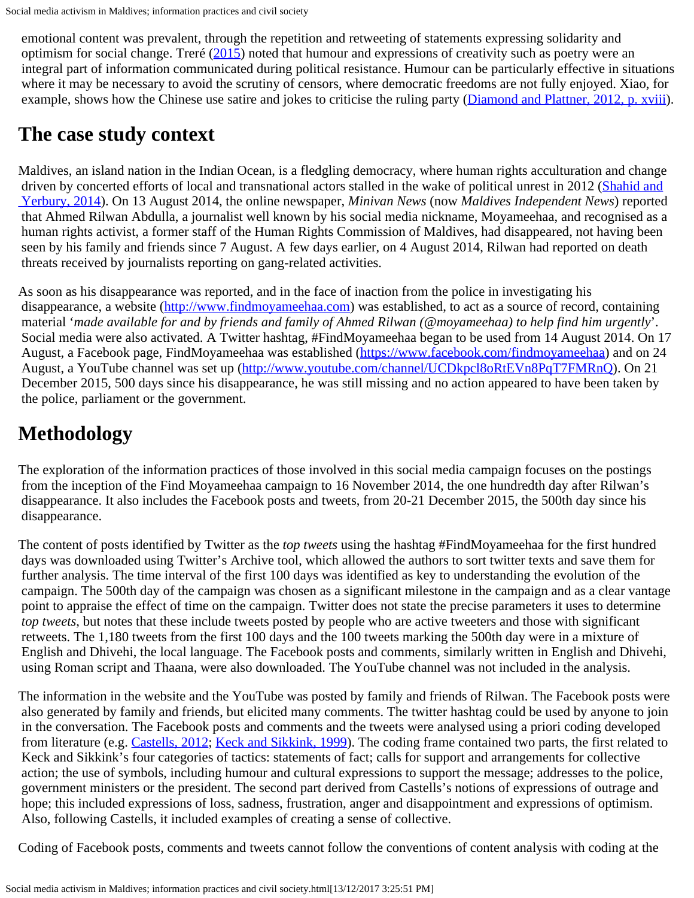emotional content was prevalent, through the repetition and retweeting of statements expressing solidarity and optimism for social change. Treré (2015) noted that humour and expressions of creativity such as poetry were an integral part of information communicated during political resistance. Humour can be particularly effective in situations where it may be necessary to avoid the scrutiny of censors, where democratic freedoms are not fully enjoyed. Xiao, for example, shows how the Chinese use satire and jokes to criticise the ruling party (Diamond and Plattner, 2012, p. xviii).

## The case study context

Maldives, an island nation in the Indian Ocean, is a fledgling democracy, where human rights acculturation and change driven by concerted efforts of local and transnational actors stalled in the wake of political unrest in 2012 (Shahid and Yerbury, 2014). On 13 August 2014, the online newspaper, *Minivan News* (now *Maldives Independent News*) reported that Ahmed Rilwan Abdulla, a journalist well known by his social media nickname, Moyameehaa, and recognised as a human rights activist, a former staff of the Human Rights Commission of Maldives, had disappeared, not having been seen by his family and friends since 7 August. A few days earlier, on 4 August 2014, Rilwan had reported on death threats received by journalists reporting on gang-related activities.

As soon as his disappearance was reported, and in the face of inaction from the police in investigating his disappearance, a website (http://www.findmoyameehaa.com) was established, to act as a source of record, containing material '*made available for and by friends and family of Ahmed Rilwan (@moyameehaa) to help find him urgently*'. Social media were also activated. A Twitter hashtag, #FindMoyameehaa began to be used from 14 August 2014. On 17 August, a Facebook page, FindMoyameehaa was established (https://www.facebook.com/findmoyameehaa) and on 24 August, a YouTube channel was set up (http://www.youtube.com/channel/UCDkpcl8oRtEVn8PqT7FMRnQ). On 21 December 2015, 500 days since his disappearance, he was still missing and no action appeared to have been taken by the police, parliament or the government.

## Methodology

The exploration of the information practices of those involved in this social media campaign focuses on the postings from the inception of the Find Moyameehaa campaign to 16 November 2014, the one hundredth day after Rilwan's disappearance. It also includes the Facebook posts and tweets, from 20-21 December 2015, the 500th day since his disappearance.

The content of posts identified by Twitter as the *top tweets* using the hashtag #FindMoyameehaa for the first hundred days was downloaded using Twitter's Archive tool, which allowed the authors to sort twitter texts and save them for further analysis. The time interval of the first 100 days was identified as key to understanding the evolution of the campaign. The 500th day of the campaign was chosen as a significant milestone in the campaign and as a clear vantage point to appraise the effect of time on the campaign. Twitter does not state the precise parameters it uses to determine *top tweets*, but notes that these include tweets posted by people who are active tweeters and those with significant retweets. The 1,180 tweets from the first 100 days and the 100 tweets marking the 500th day were in a mixture of English and Dhivehi, the local language. The Facebook posts and comments, similarly written in English and Dhivehi, using Roman script and Thaana, were also downloaded. The YouTube channel was not included in the analysis.

The information in the website and the YouTube was posted by family and friends of Rilwan. The Facebook posts were also generated by family and friends, but elicited many comments. The twitter hashtag could be used by anyone to join in the conversation. The Facebook posts and comments and the tweets were analysed using a priori coding developed from literature (e.g. Castells, 2012; Keck and Sikkink, 1999). The coding frame contained two parts, the first related to Keck and Sikkink's four categories of tactics: statements of fact; calls for support and arrangements for collective action; the use of symbols, including humour and cultural expressions to support the message; addresses to the police, government ministers or the president. The second part derived from Castells's notions of expressions of outrage and hope; this included expressions of loss, sadness, frustration, anger and disappointment and expressions of optimism. Also, following Castells, it included examples of creating a sense of collective.

Coding of Facebook posts, comments and tweets cannot follow the conventions of content analysis with coding at the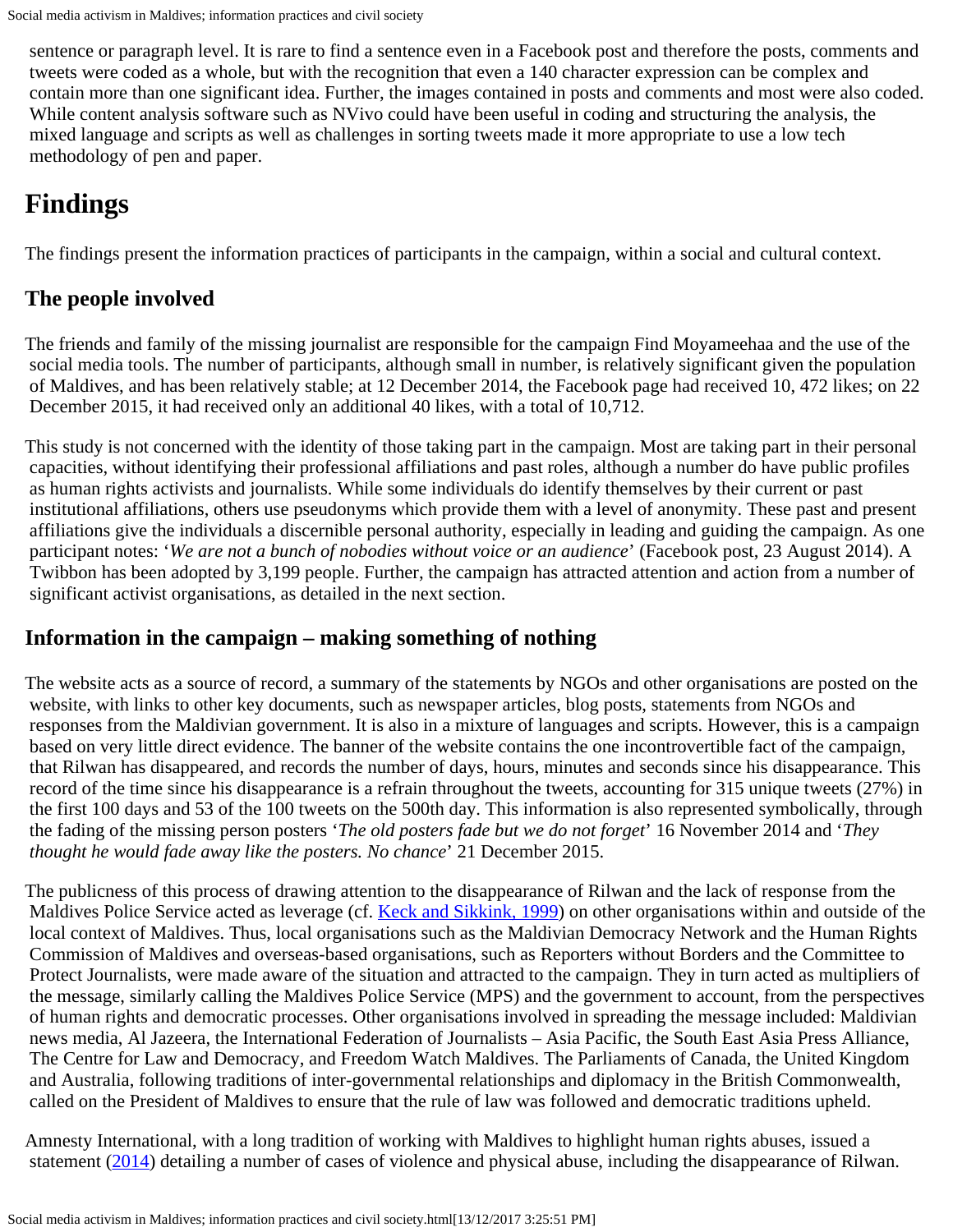sentence or paragraph level. It is rare to find a sentence even in a Facebook post and therefore the posts, comments and tweets were coded as a whole, but with the recognition that even a 140 character expression can be complex and contain more than one significant idea. Further, the images contained in posts and comments and most were also coded. While content analysis software such as NVivo could have been useful in coding and structuring the analysis, the mixed language and scripts as well as challenges in sorting tweets made it more appropriate to use a low tech methodology of pen and paper.

# Findings

The findings present the information practices of participants in the campaign, within a social and cultural context.

## The people involved

The friends and family of the missing journalist are responsible for the campaign Find Moyameehaa and the use of the social media tools. The number of participants, although small in number, is relatively significant given the population of Maldives, and has been relatively stable; at 12 December 2014, the Facebook page had received 10, 472 likes; on 22 December 2015, it had received only an additional 40 likes, with a total of 10,712.

This study is not concerned with the identity of those taking part in the campaign. Most are taking part in their personal capacities, without identifying their professional affiliations and past roles, although a number do have public profiles as human rights activists and journalists. While some individuals do identify themselves by their current or past institutional affiliations, others use pseudonyms which provide them with a level of anonymity. These past and present affiliations give the individuals a discernible personal authority, especially in leading and guiding the campaign. As one participant notes: '*We are not a bunch of nobodies without voice or an audience*' (Facebook post, 23 August 2014). A Twibbon has been adopted by 3,199 people. Further, the campaign has attracted attention and action from a number of significant activist organisations, as detailed in the next section.

## Information in the campaign – making something of nothing

The website acts as a source of record, a summary of the statements by NGOs and other organisations are posted on the website, with links to other key documents, such as newspaper articles, blog posts, statements from NGOs and responses from the Maldivian government. It is also in a mixture of languages and scripts. However, this is a campaign based on very little direct evidence. The banner of the website contains the one incontrovertible fact of the campaign, that Rilwan has disappeared, and records the number of days, hours, minutes and seconds since his disappearance. This record of the time since his disappearance is a refrain throughout the tweets, accounting for 315 unique tweets (27%) in the first 100 days and 53 of the 100 tweets on the 500th day. This information is also represented symbolically, through the fading of the missing person posters '*The old posters fade but we do not forget*' 16 November 2014 and '*They thought he would fade away like the posters. No chance*' 21 December 2015.

The publicness of this process of drawing attention to the disappearance of Rilwan and the lack of response from the Maldives Police Service acted as leverage (cf. Keck and Sikkink, 1999) on other organisations within and outside of the local context of Maldives. Thus, local organisations such as the Maldivian Democracy Network and the Human Rights Commission of Maldives and overseas-based organisations, such as Reporters without Borders and the Committee to Protect Journalists, were made aware of the situation and attracted to the campaign. They in turn acted as multipliers of the message, similarly calling the Maldives Police Service (MPS) and the government to account, from the perspectives of human rights and democratic processes. Other organisations involved in spreading the message included: Maldivian news media, Al Jazeera, the International Federation of Journalists – Asia Pacific, the South East Asia Press Alliance, The Centre for Law and Democracy, and Freedom Watch Maldives. The Parliaments of Canada, the United Kingdom and Australia, following traditions of inter-governmental relationships and diplomacy in the British Commonwealth, called on the President of Maldives to ensure that the rule of law was followed and democratic traditions upheld.

Amnesty International, with a long tradition of working with Maldives to highlight human rights abuses, issued a statement (2014) detailing a number of cases of violence and physical abuse, including the disappearance of Rilwan.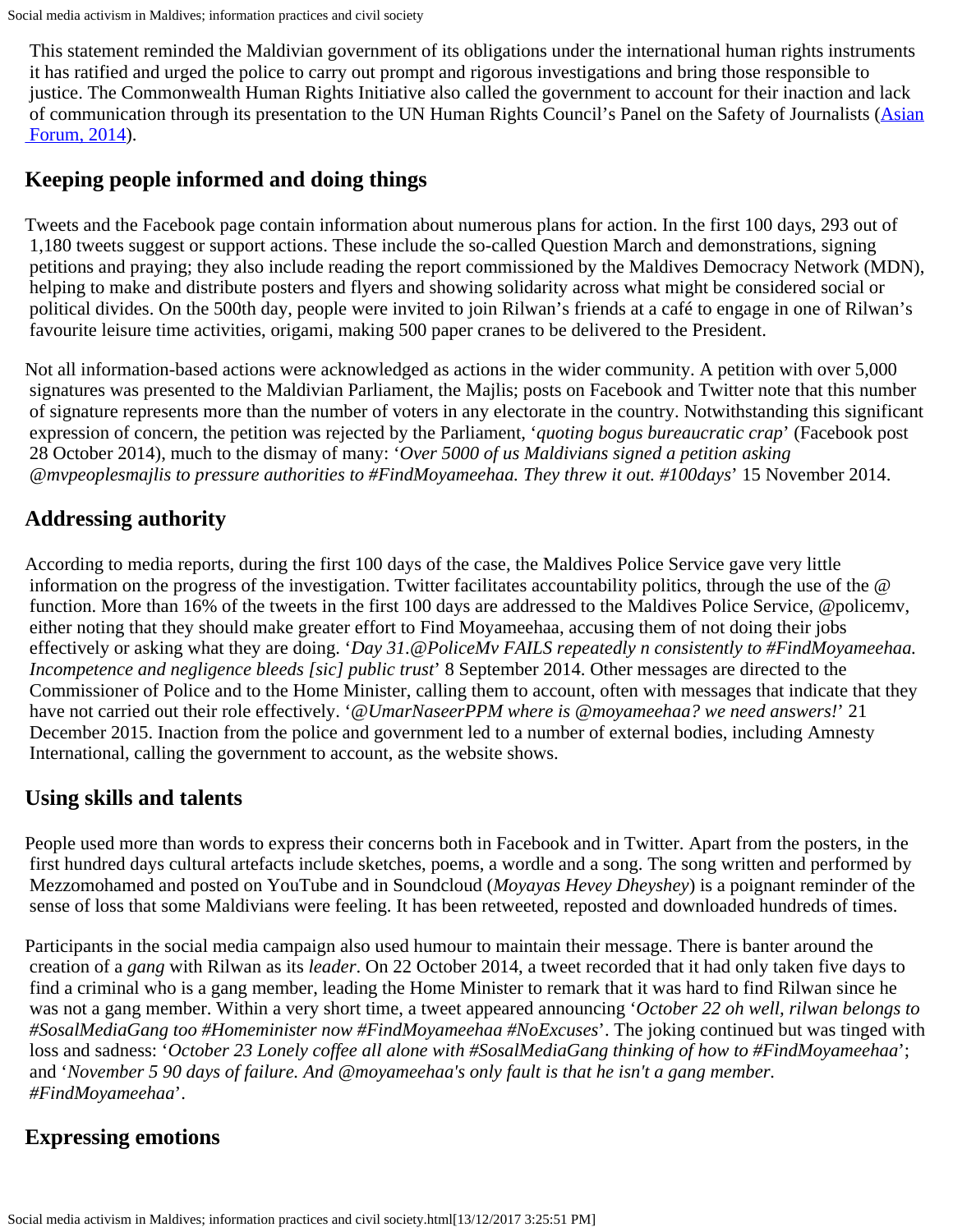This statement reminded the Maldivian government of its obligations under the international human rights instruments it has ratified and urged the police to carry out prompt and rigorous investigations and bring those responsible to justice. The Commonwealth Human Rights Initiative also called the government to account for their inaction and lack of communication through its presentation to the UN Human Rights Council's Panel on the Safety of Journalists (Asian Forum, 2014).

## Keeping people informed and doing things

Tweets and the Facebook page contain information about numerous plans for action. In the first 100 days, 293 out of 1,180 tweets suggest or support actions. These include the so-called Question March and demonstrations, signing petitions and praying; they also include reading the report commissioned by the Maldives Democracy Network (MDN), helping to make and distribute posters and flyers and showing solidarity across what might be considered social or political divides. On the 500th day, people were invited to join Rilwan's friends at a café to engage in one of Rilwan's favourite leisure time activities, origami, making 500 paper cranes to be delivered to the President.

Not all information-based actions were acknowledged as actions in the wider community. A petition with over 5,000 signatures was presented to the Maldivian Parliament, the Majlis; posts on Facebook and Twitter note that this number of signature represents more than the number of voters in any electorate in the country. Notwithstanding this significant expression of concern, the petition was rejected by the Parliament, '*quoting bogus bureaucratic crap*' (Facebook post 28 October 2014), much to the dismay of many: '*Over 5000 of us Maldivians signed a petition asking @mvpeoplesmajlis to pressure authorities to #FindMoyameehaa. They threw it out. #100days*' 15 November 2014.

## Addressing authority

According to media reports, during the first 100 days of the case, the Maldives Police Service gave very little information on the progress of the investigation. Twitter facilitates accountability politics, through the use of the @ function. More than 16% of the tweets in the first 100 days are addressed to the Maldives Police Service, @policemv, either noting that they should make greater effort to Find Moyameehaa, accusing them of not doing their jobs effectively or asking what they are doing. '*Day 31.@PoliceMv FAILS repeatedly n consistently to #FindMoyameehaa. Incompetence and negligence bleeds [sic] public trust*' 8 September 2014. Other messages are directed to the Commissioner of Police and to the Home Minister, calling them to account, often with messages that indicate that they have not carried out their role effectively. '*@UmarNaseerPPM where is @moyameehaa? we need answers!*' 21 December 2015. Inaction from the police and government led to a number of external bodies, including Amnesty International, calling the government to account, as the website shows.

## Using skills and talents

People used more than words to express their concerns both in Facebook and in Twitter. Apart from the posters, in the first hundred days cultural artefacts include sketches, poems, a wordle and a song. The song written and performed by Mezzomohamed and posted on YouTube and in Soundcloud (*Moyayas Hevey Dheyshey*) is a poignant reminder of the sense of loss that some Maldivians were feeling. It has been retweeted, reposted and downloaded hundreds of times.

Participants in the social media campaign also used humour to maintain their message. There is banter around the creation of a *gang* with Rilwan as its *leader*. On 22 October 2014, a tweet recorded that it had only taken five days to find a criminal who is a gang member, leading the Home Minister to remark that it was hard to find Rilwan since he was not a gang member. Within a very short time, a tweet appeared announcing '*October 22 oh well, rilwan belongs to #SosalMediaGang too #Homeminister now #FindMoyameehaa #NoExcuses*'. The joking continued but was tinged with loss and sadness: '*October 23 Lonely coffee all alone with #SosalMediaGang thinking of how to #FindMoyameehaa*'; and '*November 5 90 days of failure. And @moyameehaa's only fault is that he isn't a gang member. #FindMoyameehaa*'.

## Expressing emotions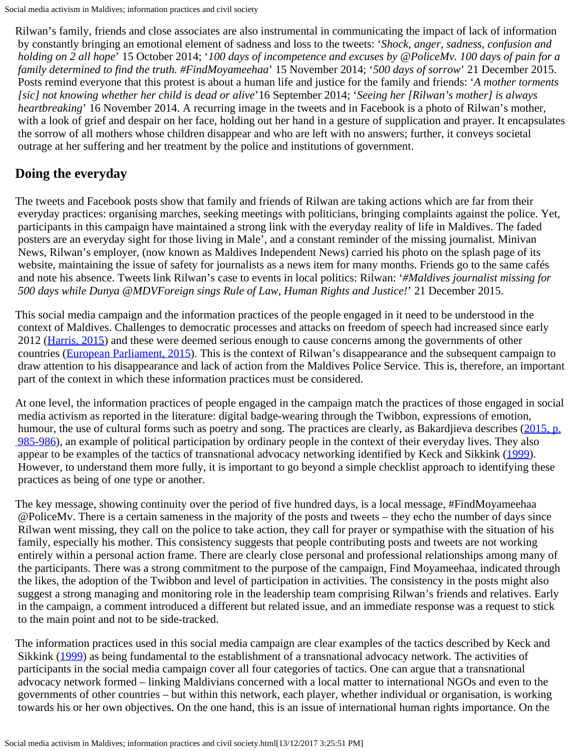Rilwan's family, friends and close associates are also instrumental in communicating the impact of lack of information by constantly bringing an emotional element of sadness and loss to the tweets: '*Shock, anger, sadness, confusion and holding on 2 all hope*' 15 October 2014; '*100 days of incompetence and excuses by @PoliceMv. 100 days of pain for a family determined to find the truth. #FindMoyameehaa*' 15 November 2014; '*500 days of sorrow*' 21 December 2015. Posts remind everyone that this protest is about a human life and justice for the family and friends: '*A mother torments [sic] not knowing whether her child is dead or alive*'16 September 2014; '*Seeing her [Rilwan's mother] is always heartbreaking*' 16 November 2014. A recurring image in the tweets and in Facebook is a photo of Rilwan's mother, with a look of grief and despair on her face, holding out her hand in a gesture of supplication and prayer. It encapsulates the sorrow of all mothers whose children disappear and who are left with no answers; further, it conveys societal outrage at her suffering and her treatment by the police and institutions of government.

## Doing the everyday

The tweets and Facebook posts show that family and friends of Rilwan are taking actions which are far from their everyday practices: organising marches, seeking meetings with politicians, bringing complaints against the police. Yet, participants in this campaign have maintained a strong link with the everyday reality of life in Maldives. The faded posters are an everyday sight for those living in Male', and a constant reminder of the missing journalist. Minivan News, Rilwan's employer, (now known as Maldives Independent News) carried his photo on the splash page of its website, maintaining the issue of safety for journalists as a news item for many months. Friends go to the same cafés and note his absence. Tweets link Rilwan's case to events in local politics: Rilwan: '*#Maldives journalist missing for 500 days while Dunya @MDVForeign sings Rule of Law, Human Rights and Justice!*' 21 December 2015.

This social media campaign and the information practices of the people engaged in it need to be understood in the context of Maldives. Challenges to democratic processes and attacks on freedom of speech had increased since early 2012 (Harris, 2015) and these were deemed serious enough to cause concerns among the governments of other countries (European Parliament, 2015). This is the context of Rilwan's disappearance and the subsequent campaign to draw attention to his disappearance and lack of action from the Maldives Police Service. This is, therefore, an important part of the context in which these information practices must be considered.

At one level, the information practices of people engaged in the campaign match the practices of those engaged in social media activism as reported in the literature: digital badge-wearing through the Twibbon, expressions of emotion, humour, the use of cultural forms such as poetry and song. The practices are clearly, as Bakardjieva describes (2015, p. 985-986), an example of political participation by ordinary people in the context of their everyday lives. They also appear to be examples of the tactics of transnational advocacy networking identified by Keck and Sikkink (1999). However, to understand them more fully, it is important to go beyond a simple checklist approach to identifying these practices as being of one type or another.

The key message, showing continuity over the period of five hundred days, is a local message, #FindMoyameehaa @PoliceMv. There is a certain sameness in the majority of the posts and tweets – they echo the number of days since Rilwan went missing, they call on the police to take action, they call for prayer or sympathise with the situation of his family, especially his mother. This consistency suggests that people contributing posts and tweets are not working entirely within a personal action frame. There are clearly close personal and professional relationships among many of the participants. There was a strong commitment to the purpose of the campaign, Find Moyameehaa, indicated through the likes, the adoption of the Twibbon and level of participation in activities. The consistency in the posts might also suggest a strong managing and monitoring role in the leadership team comprising Rilwan's friends and relatives. Early in the campaign, a comment introduced a different but related issue, and an immediate response was a request to stick to the main point and not to be side-tracked.

The information practices used in this social media campaign are clear examples of the tactics described by Keck and Sikkink (1999) as being fundamental to the establishment of a transnational advocacy network. The activities of participants in the social media campaign cover all four categories of tactics. One can argue that a transnational advocacy network formed – linking Maldivians concerned with a local matter to international NGOs and even to the governments of other countries – but within this network, each player, whether individual or organisation, is working towards his or her own objectives. On the one hand, this is an issue of international human rights importance. On the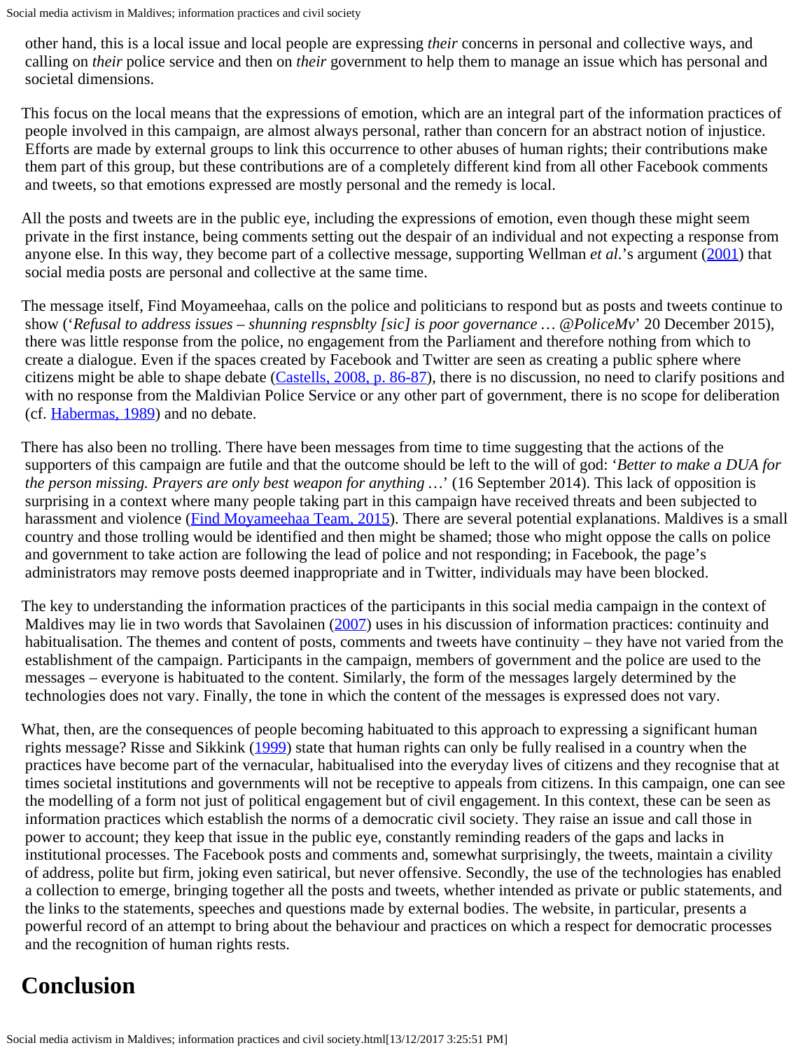other hand, this is a local issue and local people are expressing *their* concerns in personal and collective ways, and calling on *their* police service and then on *their* government to help them to manage an issue which has personal and societal dimensions.

This focus on the local means that the expressions of emotion, which are an integral part of the information practices of people involved in this campaign, are almost always personal, rather than concern for an abstract notion of injustice. Efforts are made by external groups to link this occurrence to other abuses of human rights; their contributions make them part of this group, but these contributions are of a completely different kind from all other Facebook comments and tweets, so that emotions expressed are mostly personal and the remedy is local.

All the posts and tweets are in the public eye, including the expressions of emotion, even though these might seem private in the first instance, being comments setting out the despair of an individual and not expecting a response from anyone else. In this way, they become part of a collective message, supporting Wellman *et al*.'s argument ([2001](#)) that social media posts are personal and collective at the same time.

The message itself, Find Moyameehaa, calls on the police and politicians to respond but as posts and tweets continue to show ('*Refusal to address issues – shunning respnsblty [sic] is poor governance … @PoliceMv*' 20 December 2015), there was little response from the police, no engagement from the Parliament and therefore nothing from which to create a dialogue. Even if the spaces created by Facebook and Twitter are seen as creating a public sphere where citizens might be able to shape debate ([Castells, 2008, p. 86-87](#)), there is no discussion, no need to clarify positions and with no response from the Maldivian Police Service or any other part of government, there is no scope for deliberation (cf. [Habermas, 1989](#)) and no debate.

There has also been no trolling. There have been messages from time to time suggesting that the actions of the supporters of this campaign are futile and that the outcome should be left to the will of god: '*Better to make a DUA for the person missing. Prayers are only best weapon for anything …*' (16 September 2014). This lack of opposition is surprising in a context where many people taking part in this campaign have received threats and been subjected to harassment and violence ([Find Moyameehaa Team, 2015](#)). There are several potential explanations. Maldives is a small country and those trolling would be identified and then might be shamed; those who might oppose the calls on police and government to take action are following the lead of police and not responding; in Facebook, the page's administrators may remove posts deemed inappropriate and in Twitter, individuals may have been blocked.

The key to understanding the information practices of the participants in this social media campaign in the context of Maldives may lie in two words that Savolainen ([2007](#)) uses in his discussion of information practices: continuity and habitualisation. The themes and content of posts, comments and tweets have continuity – they have not varied from the establishment of the campaign. Participants in the campaign, members of government and the police are used to the messages – everyone is habituated to the content. Similarly, the form of the messages largely determined by the technologies does not vary. Finally, the tone in which the content of the messages is expressed does not vary.

What, then, are the consequences of people becoming habituated to this approach to expressing a significant human rights message? Risse and Sikkink ([1999](#)) state that human rights can only be fully realised in a country when the practices have become part of the vernacular, habitualised into the everyday lives of citizens and they recognise that at times societal institutions and governments will not be receptive to appeals from citizens. In this campaign, one can see the modelling of a form not just of political engagement but of civil engagement. In this context, these can be seen as information practices which establish the norms of a democratic civil society. They raise an issue and call those in power to account; they keep that issue in the public eye, constantly reminding readers of the gaps and lacks in institutional processes. The Facebook posts and comments and, somewhat surprisingly, the tweets, maintain a civility of address, polite but firm, joking even satirical, but never offensive. Secondly, the use of the technologies has enabled a collection to emerge, bringing together all the posts and tweets, whether intended as private or public statements, and the links to the statements, speeches and questions made by external bodies. The website, in particular, presents a powerful record of an attempt to bring about the behaviour and practices on which a respect for democratic processes and the recognition of human rights rests.

## Conclusion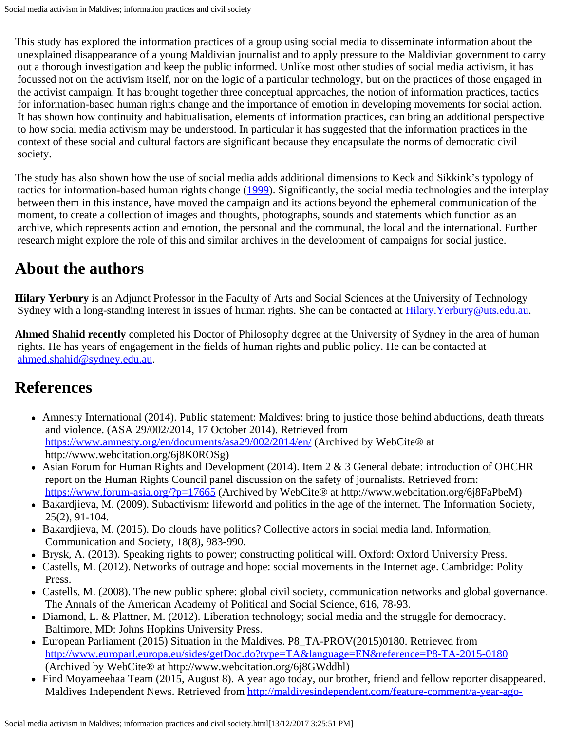This study has explored the information practices of a group using social media to disseminate information about the unexplained disappearance of a young Maldivian journalist and to apply pressure to the Maldivian government to carry out a thorough investigation and keep the public informed. Unlike most other studies of social media activism, it has focussed not on the activism itself, nor on the logic of a particular technology, but on the practices of those engaged in the activist campaign. It has brought together three conceptual approaches, the notion of information practices, tactics for information-based human rights change and the importance of emotion in developing movements for social action. It has shown how continuity and habitualisation, elements of information practices, can bring an additional perspective to how social media activism may be understood. In particular it has suggested that the information practices in the context of these social and cultural factors are significant because they encapsulate the norms of democratic civil society.

The study has also shown how the use of social media adds additional dimensions to Keck and Sikkink's typology of tactics for information-based human rights change (1999). Significantly, the social media technologies and the interplay between them in this instance, have moved the campaign and its actions beyond the ephemeral communication of the moment, to create a collection of images and thoughts, photographs, sounds and statements which function as an archive, which represents action and emotion, the personal and the communal, the local and the international. Further research might explore the role of this and similar archives in the development of campaigns for social justice.

## About the authors

**Hilary Yerbury** is an Adjunct Professor in the Faculty of Arts and Social Sciences at the University of Technology Sydney with a long-standing interest in issues of human rights. She can be contacted at Hilary.Yerbury@uts.edu.au.

**Ahmed Shahid recently** completed his Doctor of Philosophy degree at the University of Sydney in the area of human rights. He has years of engagement in the fields of human rights and public policy. He can be contacted at ahmed.shahid@sydney.edu.au.

## References

- Amnesty International (2014). Public statement: Maldives: bring to justice those behind abductions, death threats and violence. (ASA 29/002/2014, 17 October 2014). Retrieved from https://www.amnesty.org/en/documents/asa29/002/2014/en/ (Archived by WebCite® at http://www.webcitation.org/6j8K0ROSg)
- Asian Forum for Human Rights and Development (2014). Item 2 & 3 General debate: introduction of OHCHR report on the Human Rights Council panel discussion on the safety of journalists. Retrieved from: https://www.forum-asia.org/?p=17665 (Archived by WebCite® at http://www.webcitation.org/6j8FaPbeM)
- Bakardjieva, M. (2009). Subactivism: lifeworld and politics in the age of the internet. The Information Society, 25(2), 91-104.
- Bakardjieva, M. (2015). Do clouds have politics? Collective actors in social media land. Information, Communication and Society, 18(8), 983-990.
- Brysk, A. (2013). Speaking rights to power; constructing political will. Oxford: Oxford University Press.
- Castells, M. (2012). Networks of outrage and hope: social movements in the Internet age. Cambridge: Polity Press.
- Castells, M. (2008). The new public sphere: global civil society, communication networks and global governance. The Annals of the American Academy of Political and Social Science, 616, 78-93.
- Diamond, L. & Plattner, M. (2012). Liberation technology; social media and the struggle for democracy. Baltimore, MD: Johns Hopkins University Press.
- European Parliament (2015) Situation in the Maldives. P8_TA-PROV(2015)0180. Retrieved from http://www.europarl.europa.eu/sides/getDoc.do?type=TA&language=EN&reference=P8-TA-2015-0180 (Archived by WebCite® at http://www.webcitation.org/6j8GWddhl)
- Find Moyameehaa Team (2015, August 8). A year ago today, our brother, friend and fellow reporter disappeared. Maldives Independent News. Retrieved from http://maldivesindependent.com/feature-comment/a-year-ago-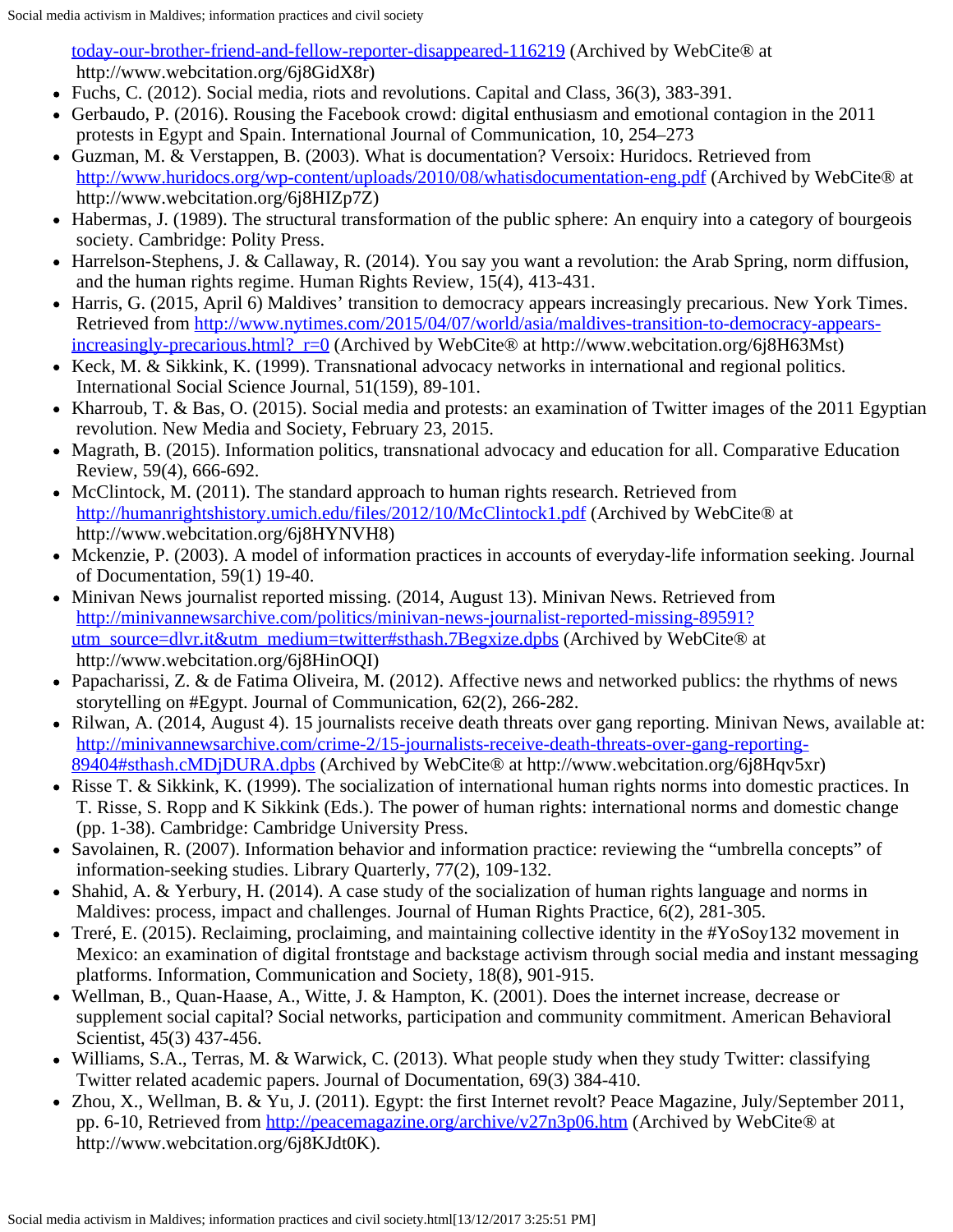today-our-brother-friend-and-fellow-reporter-disappeared-116219 (Archived by WebCite® at http://www.webcitation.org/6j8GidX8r)

- Fuchs, C. (2012). Social media, riots and revolutions. Capital and Class, 36(3), 383-391.
- Gerbaudo, P. (2016). Rousing the Facebook crowd: digital enthusiasm and emotional contagion in the 2011 protests in Egypt and Spain. International Journal of Communication, 10, 254–273
- Guzman, M. & Verstappen, B. (2003). What is documentation? Versoix: Huridocs. Retrieved from http://www.huridocs.org/wp-content/uploads/2010/08/whatisdocumentation-eng.pdf (Archived by WebCite® at http://www.webcitation.org/6j8HIZp7Z)
- Habermas, J. (1989). The structural transformation of the public sphere: An enquiry into a category of bourgeois society. Cambridge: Polity Press.
- Harrelson-Stephens, J. & Callaway, R. (2014). You say you want a revolution: the Arab Spring, norm diffusion, and the human rights regime. Human Rights Review, 15(4), 413-431.
- Harris, G. (2015, April 6) Maldives' transition to democracy appears increasingly precarious. New York Times. Retrieved from http://www.nytimes.com/2015/04/07/world/asia/maldives-transition-to-democracy-appears-increasingly-precarious.html?_r=0 (Archived by WebCite® at http://www.webcitation.org/6j8H63Mst)
- Keck, M. & Sikkink, K. (1999). Transnational advocacy networks in international and regional politics. International Social Science Journal, 51(159), 89-101.
- Kharroub, T. & Bas, O. (2015). Social media and protests: an examination of Twitter images of the 2011 Egyptian revolution. New Media and Society, February 23, 2015.
- Magrath, B. (2015). Information politics, transnational advocacy and education for all. Comparative Education Review, 59(4), 666-692.
- McClintock, M. (2011). The standard approach to human rights research. Retrieved from http://humanrightshistory.umich.edu/files/2012/10/McClintock1.pdf (Archived by WebCite® at http://www.webcitation.org/6j8HYNVH8)
- Mckenzie, P. (2003). A model of information practices in accounts of everyday-life information seeking. Journal of Documentation, 59(1) 19-40.
- Minivan News journalist reported missing. (2014, August 13). Minivan News. Retrieved from http://minivannewsarchive.com/politics/minivan-news-journalist-reported-missing-89591?utm_source=dlvr.it&utm_medium=twitter#sthash.7Begxize.dpbs (Archived by WebCite® at http://www.webcitation.org/6j8HinOQI)
- Papacharissi, Z. & de Fatima Oliveira, M. (2012). Affective news and networked publics: the rhythms of news storytelling on #Egypt. Journal of Communication, 62(2), 266-282.
- Rilwan, A. (2014, August 4). 15 journalists receive death threats over gang reporting. Minivan News, available at: http://minivannewsarchive.com/crime-2/15-journalists-receive-death-threats-over-gang-reporting-89404#sthash.cMDjDURA.dpbs (Archived by WebCite® at http://www.webcitation.org/6j8Hqv5xr)
- Risse T. & Sikkink, K. (1999). The socialization of international human rights norms into domestic practices. In T. Risse, S. Ropp and K Sikkink (Eds.). The power of human rights: international norms and domestic change (pp. 1-38). Cambridge: Cambridge University Press.
- Savolainen, R. (2007). Information behavior and information practice: reviewing the "umbrella concepts" of information-seeking studies. Library Quarterly, 77(2), 109-132.
- Shahid, A. & Yerbury, H. (2014). A case study of the socialization of human rights language and norms in Maldives: process, impact and challenges. Journal of Human Rights Practice, 6(2), 281-305.
- Treré, E. (2015). Reclaiming, proclaiming, and maintaining collective identity in the #YoSoy132 movement in Mexico: an examination of digital frontstage and backstage activism through social media and instant messaging platforms. Information, Communication and Society, 18(8), 901-915.
- Wellman, B., Quan-Haase, A., Witte, J. & Hampton, K. (2001). Does the internet increase, decrease or supplement social capital? Social networks, participation and community commitment. American Behavioral Scientist, 45(3) 437-456.
- Williams, S.A., Terras, M. & Warwick, C. (2013). What people study when they study Twitter: classifying Twitter related academic papers. Journal of Documentation, 69(3) 384-410.
- Zhou, X., Wellman, B. & Yu, J. (2011). Egypt: the first Internet revolt? Peace Magazine, July/September 2011, pp. 6-10, Retrieved from http://peacemagazine.org/archive/v27n3p06.htm (Archived by WebCite® at http://www.webcitation.org/6j8KJdt0K).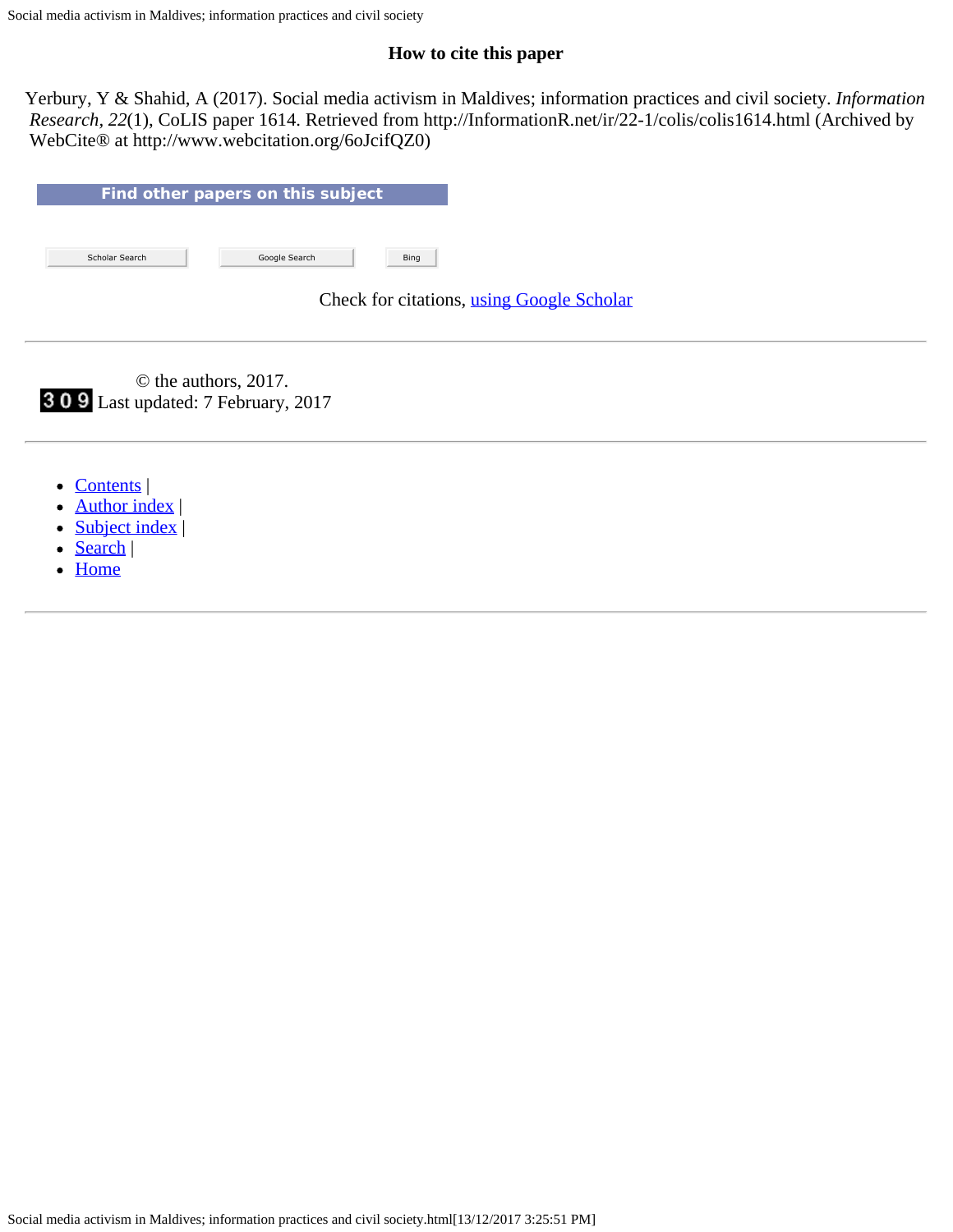## How to cite this paper

Yerbury, Y & Shahid, A (2017). Social media activism in Maldives; information practices and civil society. *Information Research*, *22*(1), CoLIS paper 1614. Retrieved from http://InformationR.net/ir/22-1/colis/colis1614.html (Archived by WebCite® at http://www.webcitation.org/6oJcifQZ0)

**Find other papers on this subject**

Scholar Search | Google Search | Bing

Check for citations, using Google Scholar

---

© the authors, 2017.
309 Last updated: 7 February, 2017

---

- Contents |
- Author index |
- Subject index |
- Search |
- Home

---